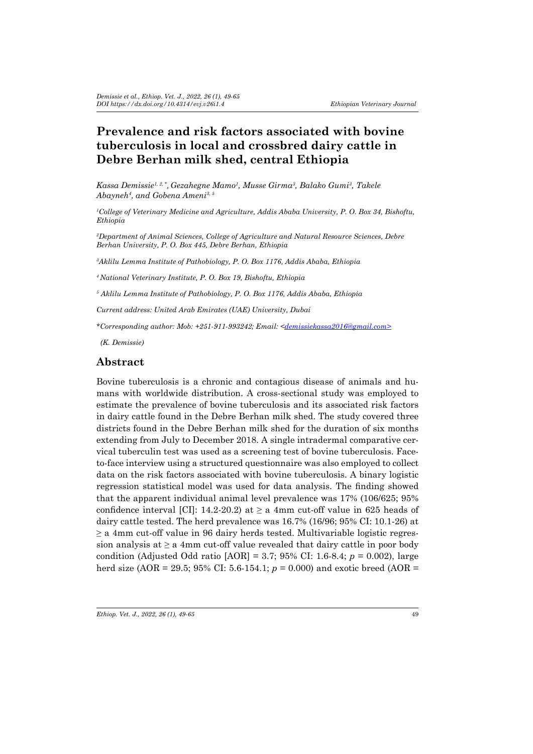# Prevalence and risk factors associated with bovine tuberculosis in local and crossbred dairy cattle in Debre Berhan milk shed, central Ethiopia

*Kassa Demissie[1, 2, *], Gezahegne Mamo[1], Musse Girma[3], Balako Gumi[3], Takele Abayneh[4], and Gobena Ameni[3, 5]*

*[1]College of Veterinary Medicine and Agriculture, Addis Ababa University, P. O. Box 34, Bishoftu, Ethiopia*

*[2]Department of Animal Sciences, College of Agriculture and Natural Resource Sciences, Debre Berhan University, P. O. Box 445, Debre Berhan, Ethiopia*

*[3]Aklilu Lemma Institute of Pathobiology, P. O. Box 1176, Addis Ababa, Ethiopia*

*[4]National Veterinary Institute, P. O. Box 19, Bishoftu, Ethiopia*

*[5] Aklilu Lemma Institute of Pathobiology, P. O. Box 1176, Addis Ababa, Ethiopia*

*Current address: United Arab Emirates (UAE) University, Dubai*

*\*Corresponding author: Mob: +251-911-993242; Email: <demissiekassa2016@gmail.com>*

*(K. Demissie)*

## Abstract

Bovine tuberculosis is a chronic and contagious disease of animals and humans with worldwide distribution. A cross-sectional study was employed to estimate the prevalence of bovine tuberculosis and its associated risk factors in dairy cattle found in the Debre Berhan milk shed. The study covered three districts found in the Debre Berhan milk shed for the duration of six months extending from July to December 2018. A single intradermal comparative cervical tuberculin test was used as a screening test of bovine tuberculosis. Face-to-face interview using a structured questionnaire was also employed to collect data on the risk factors associated with bovine tuberculosis. A binary logistic regression statistical model was used for data analysis. The finding showed that the apparent individual animal level prevalence was 17% (106/625; 95% confidence interval [CI]: 14.2-20.2) at $\geq$ a 4mm cut-off value in 625 heads of dairy cattle tested. The herd prevalence was 16.7% (16/96; 95% CI: 10.1-26) at $\geq$ a 4mm cut-off value in 96 dairy herds tested. Multivariable logistic regression analysis at $\geq$ a 4mm cut-off value revealed that dairy cattle in poor body condition (Adjusted Odd ratio [AOR] = 3.7; 95% CI: 1.6-8.4; $p$ = 0.002), large herd size (AOR = 29.5; 95% CI: 5.6-154.1; $p$ = 0.000) and exotic breed (AOR =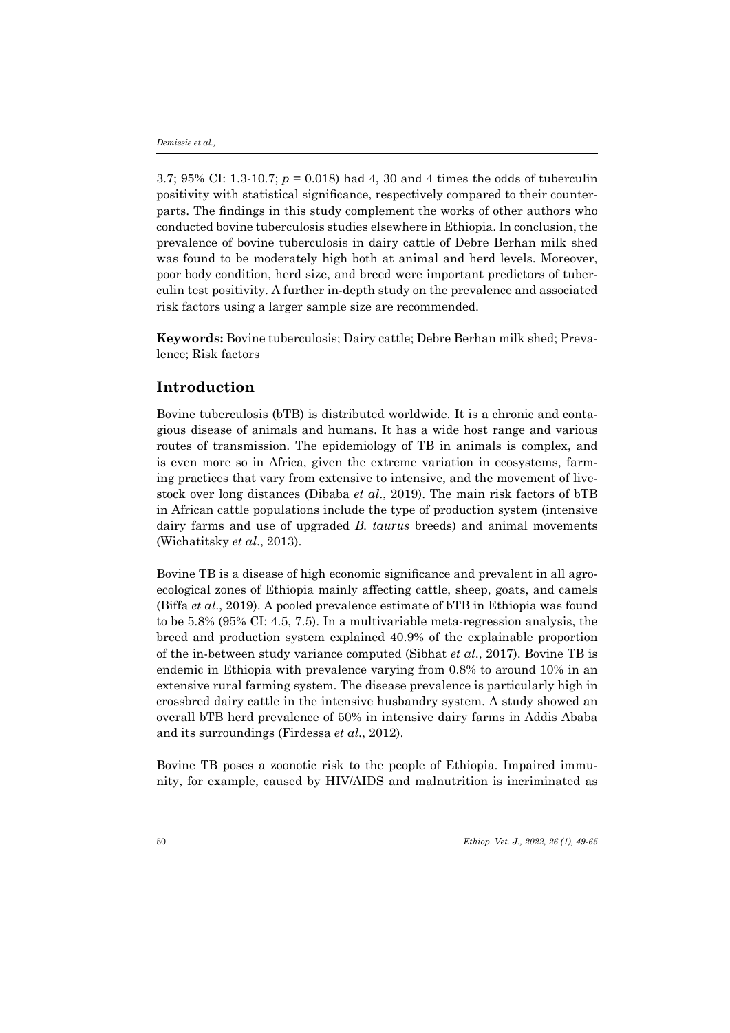3.7; 95% CI: 1.3-10.7; $p = 0.018$) had 4, 30 and 4 times the odds of tuberculin positivity with statistical significance, respectively compared to their counterparts. The findings in this study complement the works of other authors who conducted bovine tuberculosis studies elsewhere in Ethiopia. In conclusion, the prevalence of bovine tuberculosis in dairy cattle of Debre Berhan milk shed was found to be moderately high both at animal and herd levels. Moreover, poor body condition, herd size, and breed were important predictors of tuberculin test positivity. A further in-depth study on the prevalence and associated risk factors using a larger sample size are recommended.

**Keywords:** Bovine tuberculosis; Dairy cattle; Debre Berhan milk shed; Prevalence; Risk factors

## Introduction

Bovine tuberculosis (bTB) is distributed worldwide. It is a chronic and contagious disease of animals and humans. It has a wide host range and various routes of transmission. The epidemiology of TB in animals is complex, and is even more so in Africa, given the extreme variation in ecosystems, farming practices that vary from extensive to intensive, and the movement of livestock over long distances (Dibaba *et al*., 2019). The main risk factors of bTB in African cattle populations include the type of production system (intensive dairy farms and use of upgraded *B. taurus* breeds) and animal movements (Wichatitsky *et al*., 2013).

Bovine TB is a disease of high economic significance and prevalent in all agroecological zones of Ethiopia mainly affecting cattle, sheep, goats, and camels (Biffa *et al*., 2019). A pooled prevalence estimate of bTB in Ethiopia was found to be 5.8% (95% CI: 4.5, 7.5). In a multivariable meta-regression analysis, the breed and production system explained 40.9% of the explainable proportion of the in-between study variance computed (Sibhat *et al*., 2017). Bovine TB is endemic in Ethiopia with prevalence varying from 0.8% to around 10% in an extensive rural farming system. The disease prevalence is particularly high in crossbred dairy cattle in the intensive husbandry system. A study showed an overall bTB herd prevalence of 50% in intensive dairy farms in Addis Ababa and its surroundings (Firdessa *et al*., 2012).

Bovine TB poses a zoonotic risk to the people of Ethiopia. Impaired immunity, for example, caused by HIV/AIDS and malnutrition is incriminated as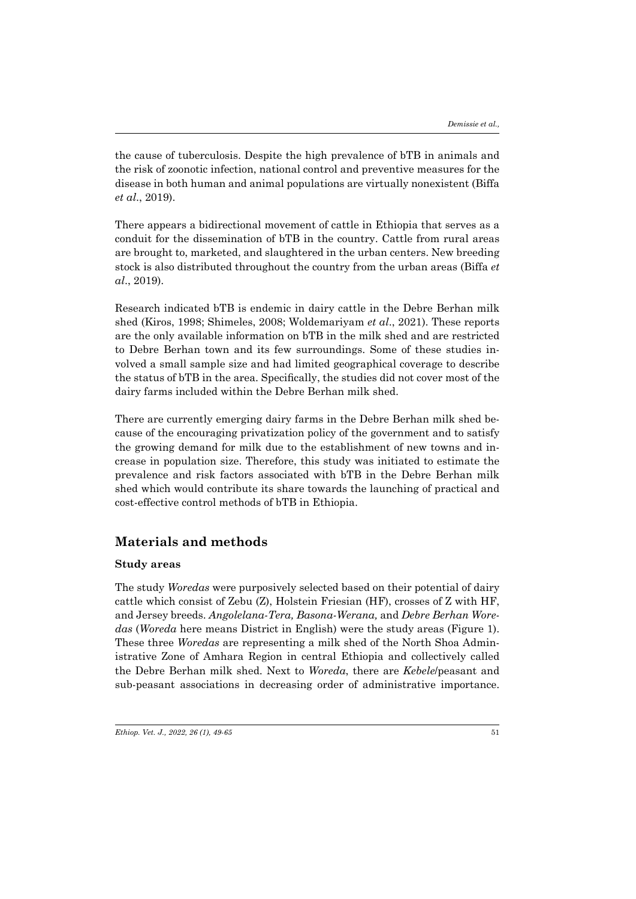the cause of tuberculosis. Despite the high prevalence of bTB in animals and the risk of zoonotic infection, national control and preventive measures for the disease in both human and animal populations are virtually nonexistent (Biffa *et al*., 2019).

There appears a bidirectional movement of cattle in Ethiopia that serves as a conduit for the dissemination of bTB in the country. Cattle from rural areas are brought to, marketed, and slaughtered in the urban centers. New breeding stock is also distributed throughout the country from the urban areas (Biffa *et al*., 2019).

Research indicated bTB is endemic in dairy cattle in the Debre Berhan milk shed (Kiros, 1998; Shimeles, 2008; Woldemariyam *et al*., 2021). These reports are the only available information on bTB in the milk shed and are restricted to Debre Berhan town and its few surroundings. Some of these studies involved a small sample size and had limited geographical coverage to describe the status of bTB in the area. Specifically, the studies did not cover most of the dairy farms included within the Debre Berhan milk shed.

There are currently emerging dairy farms in the Debre Berhan milk shed because of the encouraging privatization policy of the government and to satisfy the growing demand for milk due to the establishment of new towns and increase in population size. Therefore, this study was initiated to estimate the prevalence and risk factors associated with bTB in the Debre Berhan milk shed which would contribute its share towards the launching of practical and cost-effective control methods of bTB in Ethiopia.

## Materials and methods

### Study areas

The study *Woredas* were purposively selected based on their potential of dairy cattle which consist of Zebu (Z), Holstein Friesian (HF), crosses of Z with HF, and Jersey breeds. *Angolelana-Tera, Basona-Werana,* and *Debre Berhan Woredas* (*Woreda* here means District in English) were the study areas (Figure 1). These three *Woredas* are representing a milk shed of the North Shoa Administrative Zone of Amhara Region in central Ethiopia and collectively called the Debre Berhan milk shed. Next to *Woreda*, there are *Kebele*/peasant and sub-peasant associations in decreasing order of administrative importance.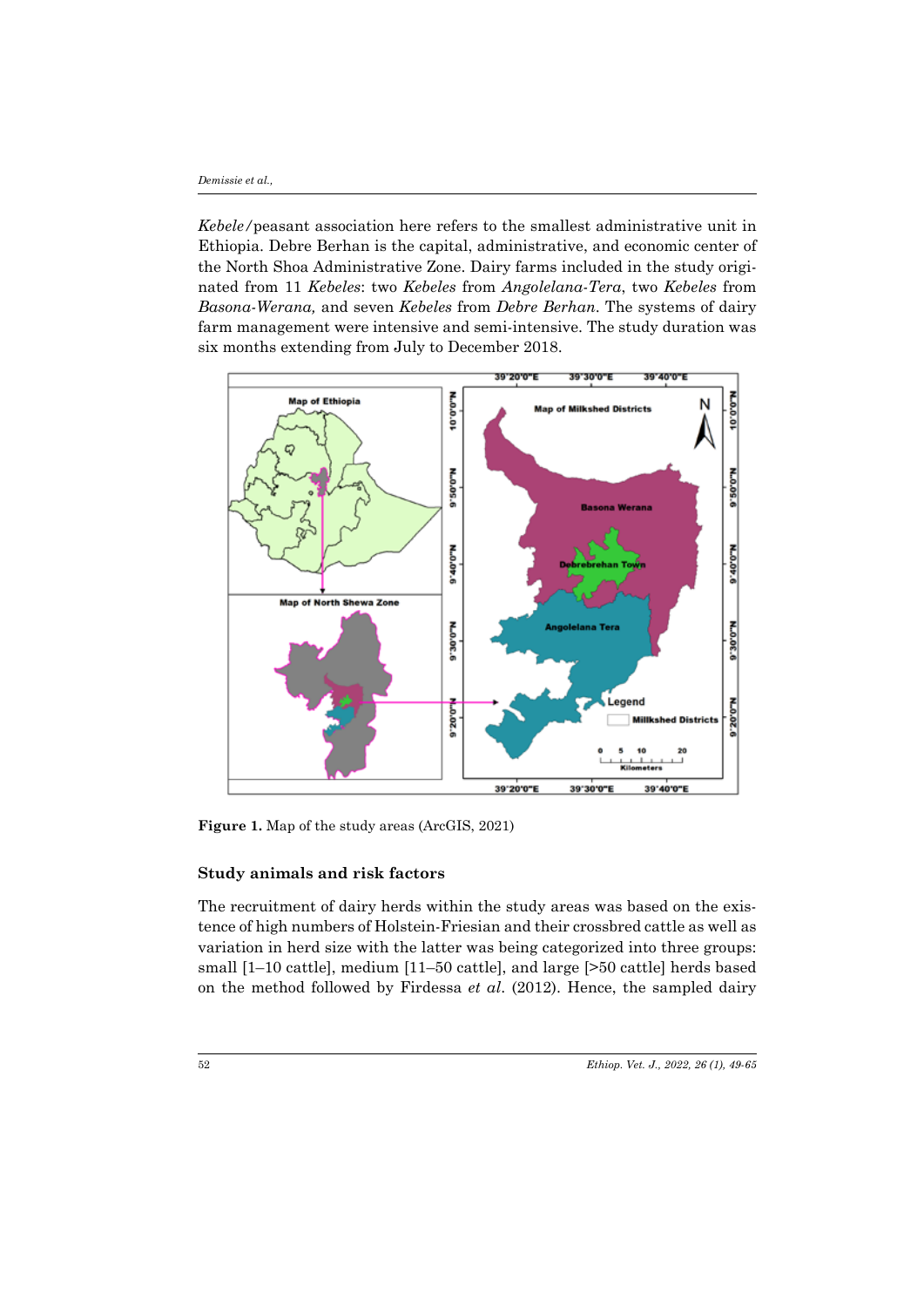*Kebele*/peasant association here refers to the smallest administrative unit in Ethiopia. Debre Berhan is the capital, administrative, and economic center of the North Shoa Administrative Zone. Dairy farms included in the study originated from 11 *Kebeles*: two *Kebeles* from *Angolelana-Tera*, two *Kebeles* from *Basona-Werana,* and seven *Kebeles* from *Debre Berhan*. The systems of dairy farm management were intensive and semi-intensive. The study duration was six months extending from July to December 2018.

**Figure 1.** Map of the study areas (ArcGIS, 2021)

### Study animals and risk factors

The recruitment of dairy herds within the study areas was based on the existence of high numbers of Holstein-Friesian and their crossbred cattle as well as variation in herd size with the latter was being categorized into three groups: small [1–10 cattle], medium [11–50 cattle], and large [>50 cattle] herds based on the method followed by Firdessa *et al*. (2012). Hence, the sampled dairy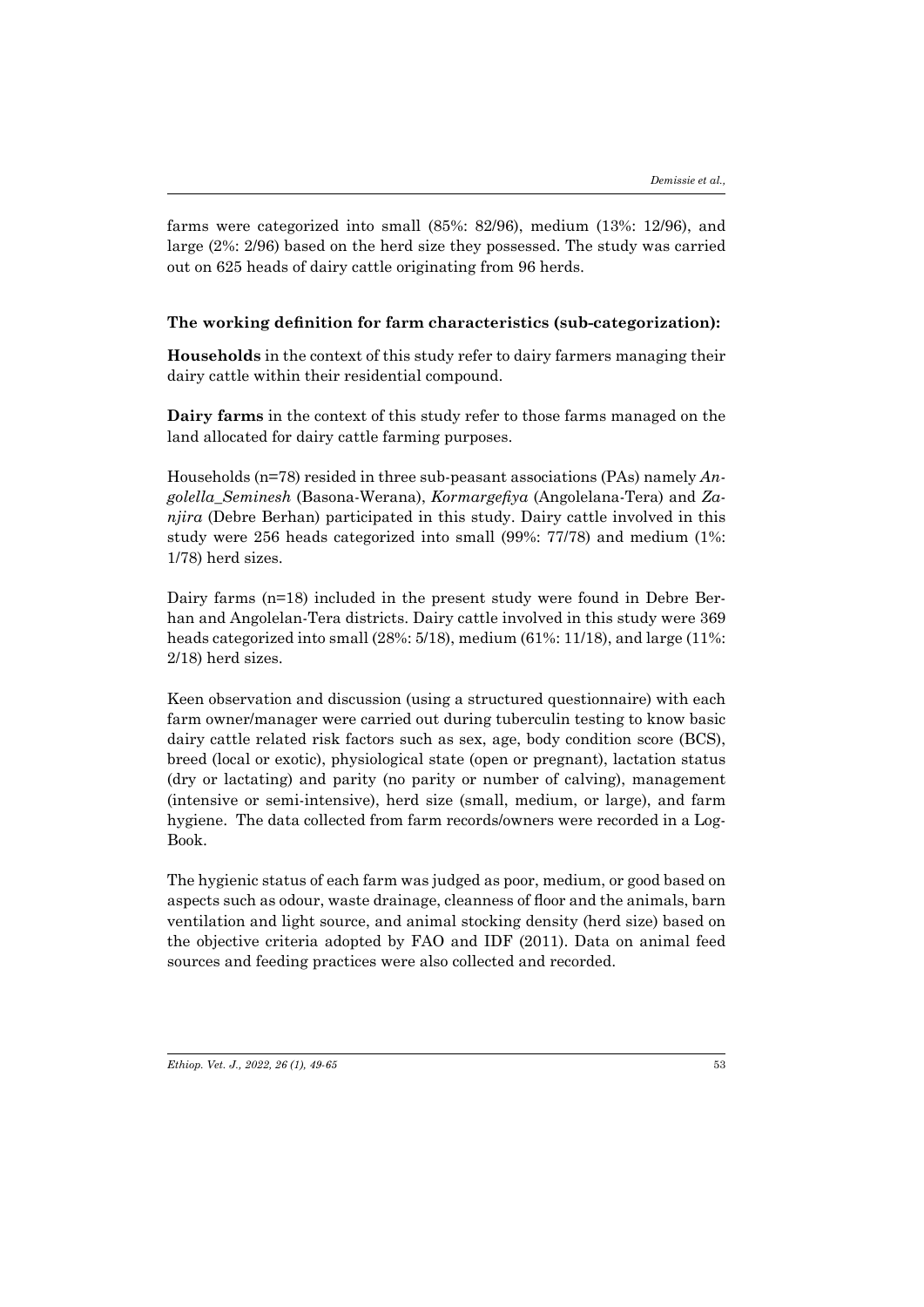farms were categorized into small (85%: 82/96), medium (13%: 12/96), and large (2%: 2/96) based on the herd size they possessed. The study was carried out on 625 heads of dairy cattle originating from 96 herds.

**The working definition for farm characteristics (sub-categorization):**

**Households** in the context of this study refer to dairy farmers managing their dairy cattle within their residential compound.

**Dairy farms** in the context of this study refer to those farms managed on the land allocated for dairy cattle farming purposes.

Households (n=78) resided in three sub-peasant associations (PAs) namely *Angolella_Seminesh* (Basona-Werana), *Kormargefiya* (Angolelana-Tera) and *Zanjira* (Debre Berhan) participated in this study. Dairy cattle involved in this study were 256 heads categorized into small (99%: 77/78) and medium (1%: 1/78) herd sizes.

Dairy farms (n=18) included in the present study were found in Debre Berhan and Angolelan-Tera districts. Dairy cattle involved in this study were 369 heads categorized into small (28%: 5/18), medium (61%: 11/18), and large (11%: 2/18) herd sizes.

Keen observation and discussion (using a structured questionnaire) with each farm owner/manager were carried out during tuberculin testing to know basic dairy cattle related risk factors such as sex, age, body condition score (BCS), breed (local or exotic), physiological state (open or pregnant), lactation status (dry or lactating) and parity (no parity or number of calving), management (intensive or semi-intensive), herd size (small, medium, or large), and farm hygiene. The data collected from farm records/owners were recorded in a Log-Book.

The hygienic status of each farm was judged as poor, medium, or good based on aspects such as odour, waste drainage, cleanness of floor and the animals, barn ventilation and light source, and animal stocking density (herd size) based on the objective criteria adopted by FAO and IDF (2011). Data on animal feed sources and feeding practices were also collected and recorded.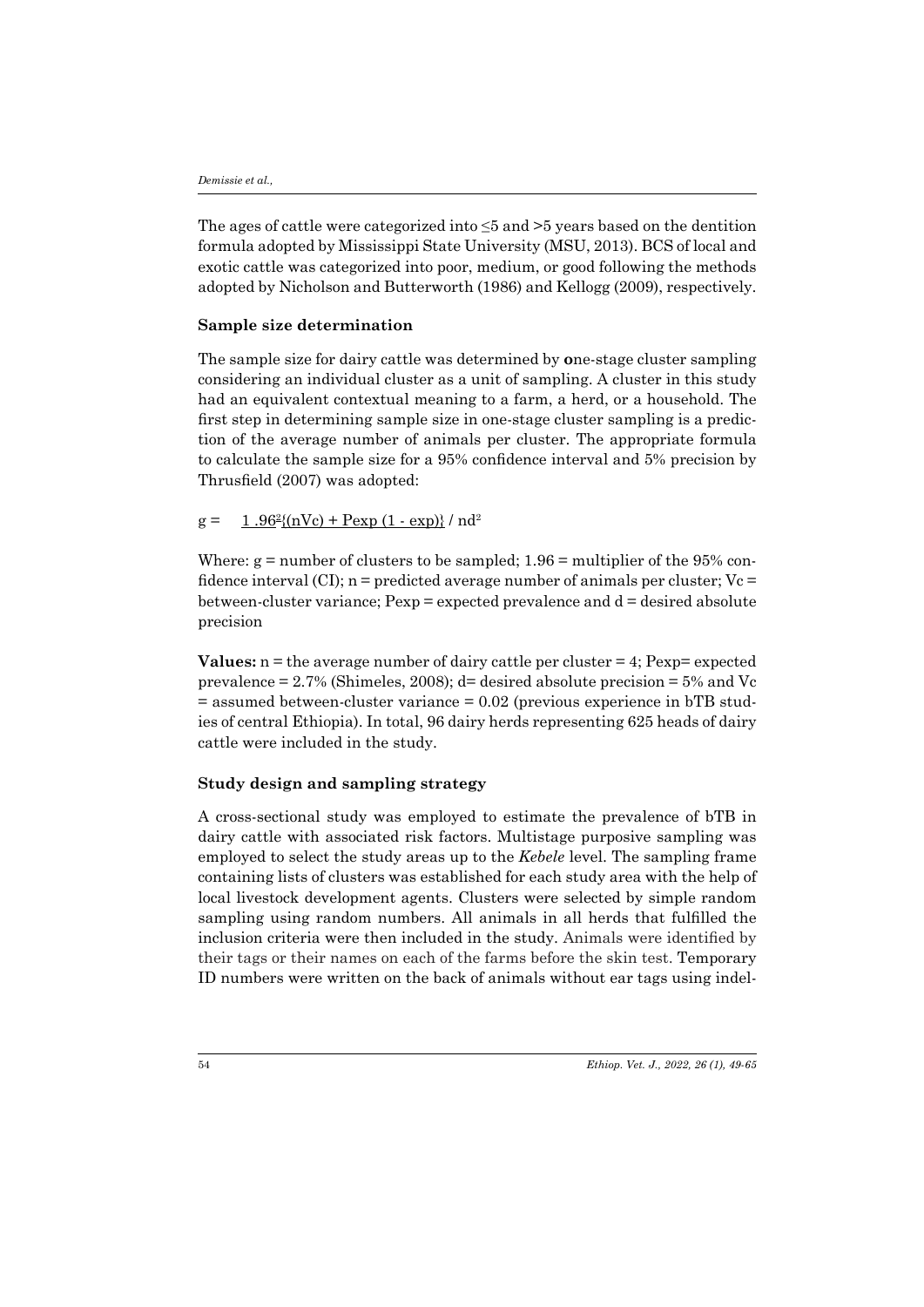The ages of cattle were categorized into ≤5 and >5 years based on the dentition formula adopted by Mississippi State University (MSU, 2013). BCS of local and exotic cattle was categorized into poor, medium, or good following the methods adopted by Nicholson and Butterworth (1986) and Kellogg (2009), respectively.

### Sample size determination

The sample size for dairy cattle was determined by **o**ne-stage cluster sampling considering an individual cluster as a unit of sampling. A cluster in this study had an equivalent contextual meaning to a farm, a herd, or a household. The first step in determining sample size in one-stage cluster sampling is a prediction of the average number of animals per cluster. The appropriate formula to calculate the sample size for a 95% confidence interval and 5% precision by Thrusfield (2007) was adopted:

$$g = 1.96^2\{(nVc) + Pexp\,(1 - exp)\} / nd^2$$

Where: g = number of clusters to be sampled; 1.96 = multiplier of the 95% confidence interval (CI); n = predicted average number of animals per cluster; Vc = between-cluster variance; Pexp = expected prevalence and d = desired absolute precision

**Values:** n = the average number of dairy cattle per cluster = 4; Pexp= expected prevalence = 2.7% (Shimeles, 2008); d= desired absolute precision = 5% and Vc = assumed between-cluster variance = 0.02 (previous experience in bTB studies of central Ethiopia). In total, 96 dairy herds representing 625 heads of dairy cattle were included in the study.

### Study design and sampling strategy

A cross-sectional study was employed to estimate the prevalence of bTB in dairy cattle with associated risk factors. Multistage purposive sampling was employed to select the study areas up to the *Kebele* level. The sampling frame containing lists of clusters was established for each study area with the help of local livestock development agents. Clusters were selected by simple random sampling using random numbers. All animals in all herds that fulfilled the inclusion criteria were then included in the study. Animals were identified by their tags or their names on each of the farms before the skin test. Temporary ID numbers were written on the back of animals without ear tags using indel-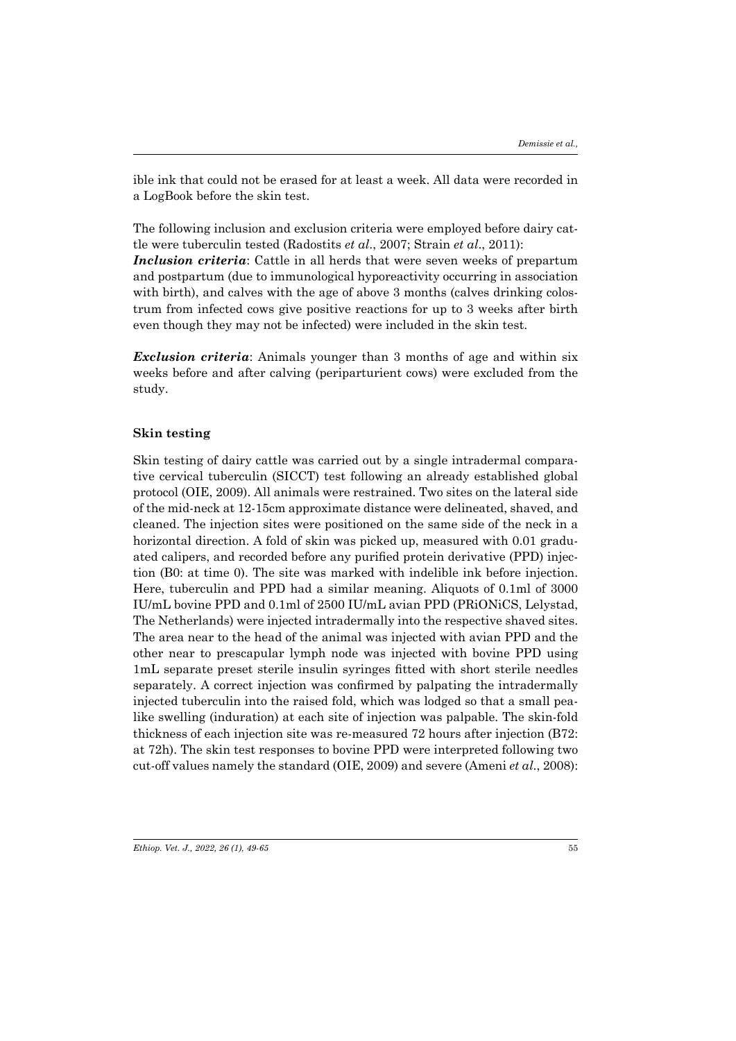ible ink that could not be erased for at least a week. All data were recorded in a LogBook before the skin test.

The following inclusion and exclusion criteria were employed before dairy cattle were tuberculin tested (Radostits *et al*., 2007; Strain *et al*., 2011):

***Inclusion criteria***: Cattle in all herds that were seven weeks of prepartum and postpartum (due to immunological hyporeactivity occurring in association with birth), and calves with the age of above 3 months (calves drinking colostrum from infected cows give positive reactions for up to 3 weeks after birth even though they may not be infected) were included in the skin test.

***Exclusion criteria***: Animals younger than 3 months of age and within six weeks before and after calving (periparturient cows) were excluded from the study.

## Skin testing

Skin testing of dairy cattle was carried out by a single intradermal comparative cervical tuberculin (SICCT) test following an already established global protocol (OIE, 2009). All animals were restrained. Two sites on the lateral side of the mid-neck at 12-15cm approximate distance were delineated, shaved, and cleaned. The injection sites were positioned on the same side of the neck in a horizontal direction. A fold of skin was picked up, measured with 0.01 graduated calipers, and recorded before any purified protein derivative (PPD) injection (B0: at time 0). The site was marked with indelible ink before injection. Here, tuberculin and PPD had a similar meaning. Aliquots of 0.1ml of 3000 IU/mL bovine PPD and 0.1ml of 2500 IU/mL avian PPD (PRiONiCS, Lelystad, The Netherlands) were injected intradermally into the respective shaved sites. The area near to the head of the animal was injected with avian PPD and the other near to prescapular lymph node was injected with bovine PPD using 1mL separate preset sterile insulin syringes fitted with short sterile needles separately. A correct injection was confirmed by palpating the intradermally injected tuberculin into the raised fold, which was lodged so that a small pea-like swelling (induration) at each site of injection was palpable. The skin-fold thickness of each injection site was re-measured 72 hours after injection (B72: at 72h). The skin test responses to bovine PPD were interpreted following two cut-off values namely the standard (OIE, 2009) and severe (Ameni *et al*., 2008):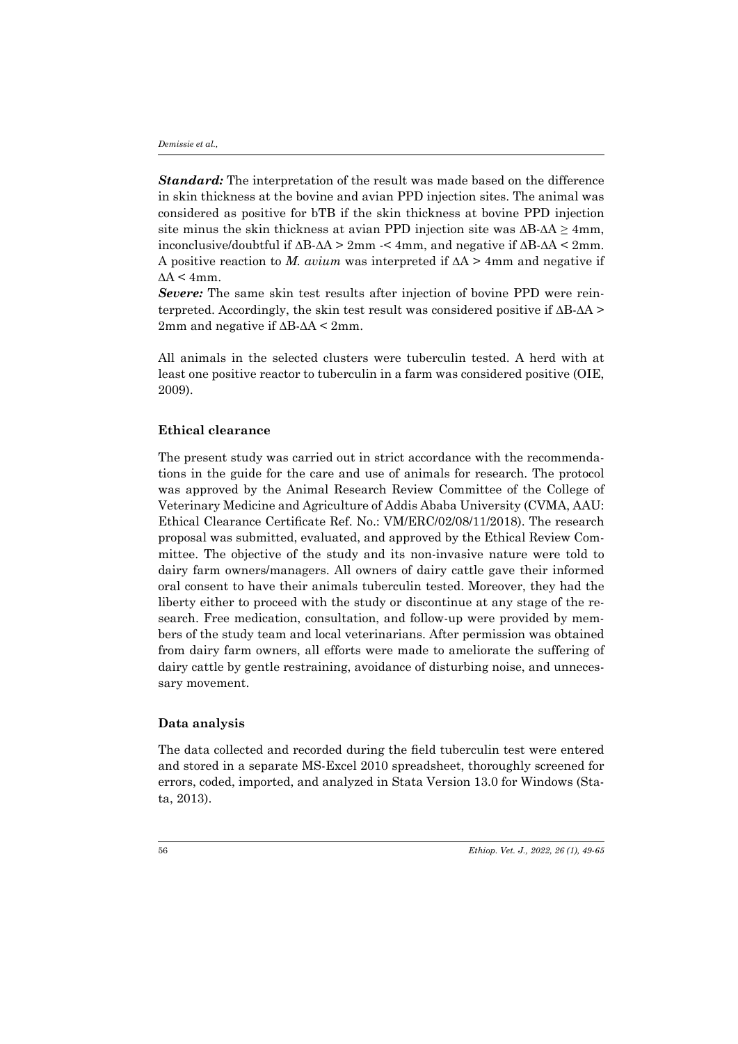***Standard:*** The interpretation of the result was made based on the difference in skin thickness at the bovine and avian PPD injection sites. The animal was considered as positive for bTB if the skin thickness at bovine PPD injection site minus the skin thickness at avian PPD injection site was $\Delta B$-$\Delta A \geq 4$mm, inconclusive/doubtful if $\Delta B$-$\Delta A > 2$mm -< 4mm, and negative if $\Delta B$-$\Delta A < 2$mm. A positive reaction to *M. avium* was interpreted if $\Delta A > 4$mm and negative if $\Delta A < 4$mm.

***Severe:*** The same skin test results after injection of bovine PPD were reinterpreted. Accordingly, the skin test result was considered positive if $\Delta B$-$\Delta A > 2$mm and negative if $\Delta B$-$\Delta A < 2$mm.

All animals in the selected clusters were tuberculin tested. A herd with at least one positive reactor to tuberculin in a farm was considered positive (OIE, 2009).

### Ethical clearance

The present study was carried out in strict accordance with the recommendations in the guide for the care and use of animals for research. The protocol was approved by the Animal Research Review Committee of the College of Veterinary Medicine and Agriculture of Addis Ababa University (CVMA, AAU: Ethical Clearance Certificate Ref. No.: VM/ERC/02/08/11/2018). The research proposal was submitted, evaluated, and approved by the Ethical Review Committee. The objective of the study and its non-invasive nature were told to dairy farm owners/managers. All owners of dairy cattle gave their informed oral consent to have their animals tuberculin tested. Moreover, they had the liberty either to proceed with the study or discontinue at any stage of the research. Free medication, consultation, and follow-up were provided by members of the study team and local veterinarians. After permission was obtained from dairy farm owners, all efforts were made to ameliorate the suffering of dairy cattle by gentle restraining, avoidance of disturbing noise, and unnecessary movement.

### Data analysis

The data collected and recorded during the field tuberculin test were entered and stored in a separate MS-Excel 2010 spreadsheet, thoroughly screened for errors, coded, imported, and analyzed in Stata Version 13.0 for Windows (Stata, 2013).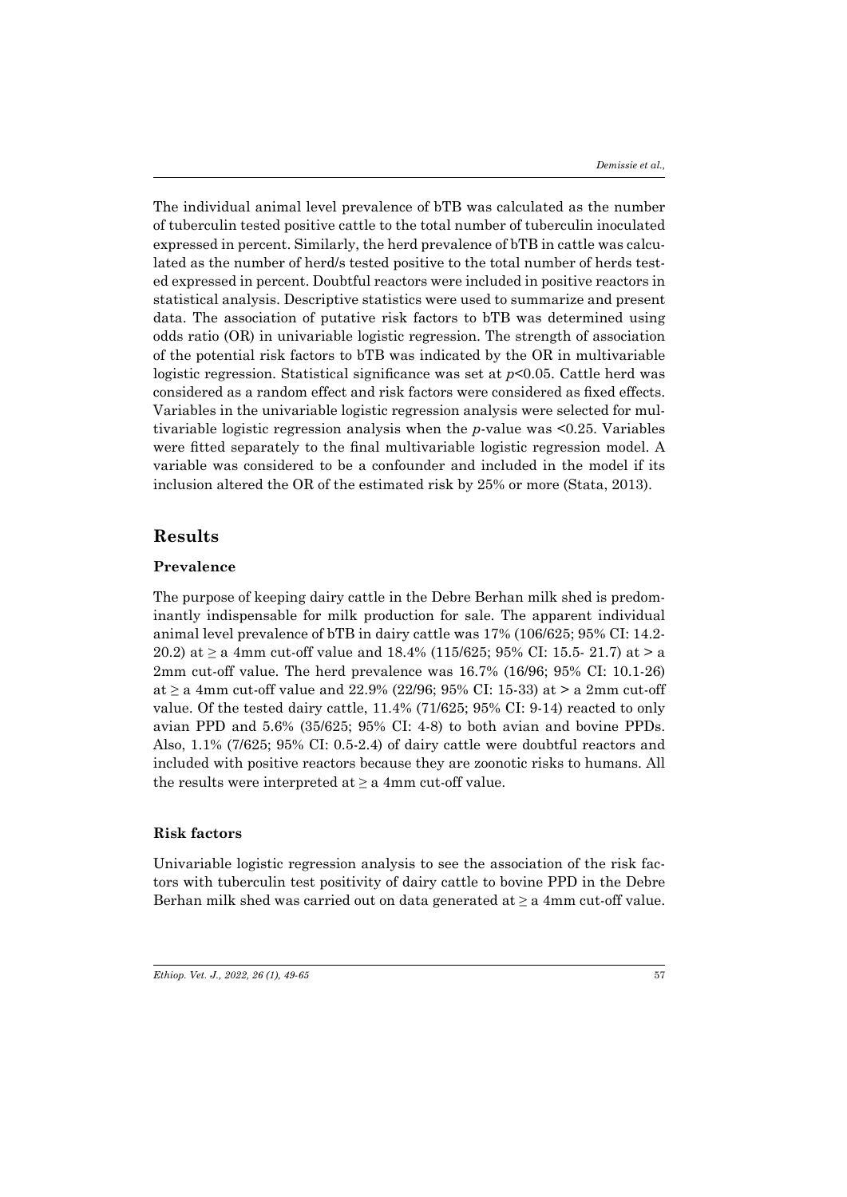The individual animal level prevalence of bTB was calculated as the number of tuberculin tested positive cattle to the total number of tuberculin inoculated expressed in percent. Similarly, the herd prevalence of bTB in cattle was calculated as the number of herd/s tested positive to the total number of herds tested expressed in percent. Doubtful reactors were included in positive reactors in statistical analysis. Descriptive statistics were used to summarize and present data. The association of putative risk factors to bTB was determined using odds ratio (OR) in univariable logistic regression. The strength of association of the potential risk factors to bTB was indicated by the OR in multivariable logistic regression. Statistical significance was set at $p<0.05$. Cattle herd was considered as a random effect and risk factors were considered as fixed effects. Variables in the univariable logistic regression analysis were selected for multivariable logistic regression analysis when the $p$-value was <0.25. Variables were fitted separately to the final multivariable logistic regression model. A variable was considered to be a confounder and included in the model if its inclusion altered the OR of the estimated risk by 25% or more (Stata, 2013).

## Results

### Prevalence

The purpose of keeping dairy cattle in the Debre Berhan milk shed is predominantly indispensable for milk production for sale. The apparent individual animal level prevalence of bTB in dairy cattle was 17% (106/625; 95% CI: 14.2-20.2) at ≥ a 4mm cut-off value and 18.4% (115/625; 95% CI: 15.5- 21.7) at > a 2mm cut-off value. The herd prevalence was 16.7% (16/96; 95% CI: 10.1-26) at ≥ a 4mm cut-off value and 22.9% (22/96; 95% CI: 15-33) at > a 2mm cut-off value. Of the tested dairy cattle, 11.4% (71/625; 95% CI: 9-14) reacted to only avian PPD and 5.6% (35/625; 95% CI: 4-8) to both avian and bovine PPDs. Also, 1.1% (7/625; 95% CI: 0.5-2.4) of dairy cattle were doubtful reactors and included with positive reactors because they are zoonotic risks to humans. All the results were interpreted at ≥ a 4mm cut-off value.

### Risk factors

Univariable logistic regression analysis to see the association of the risk factors with tuberculin test positivity of dairy cattle to bovine PPD in the Debre Berhan milk shed was carried out on data generated at ≥ a 4mm cut-off value.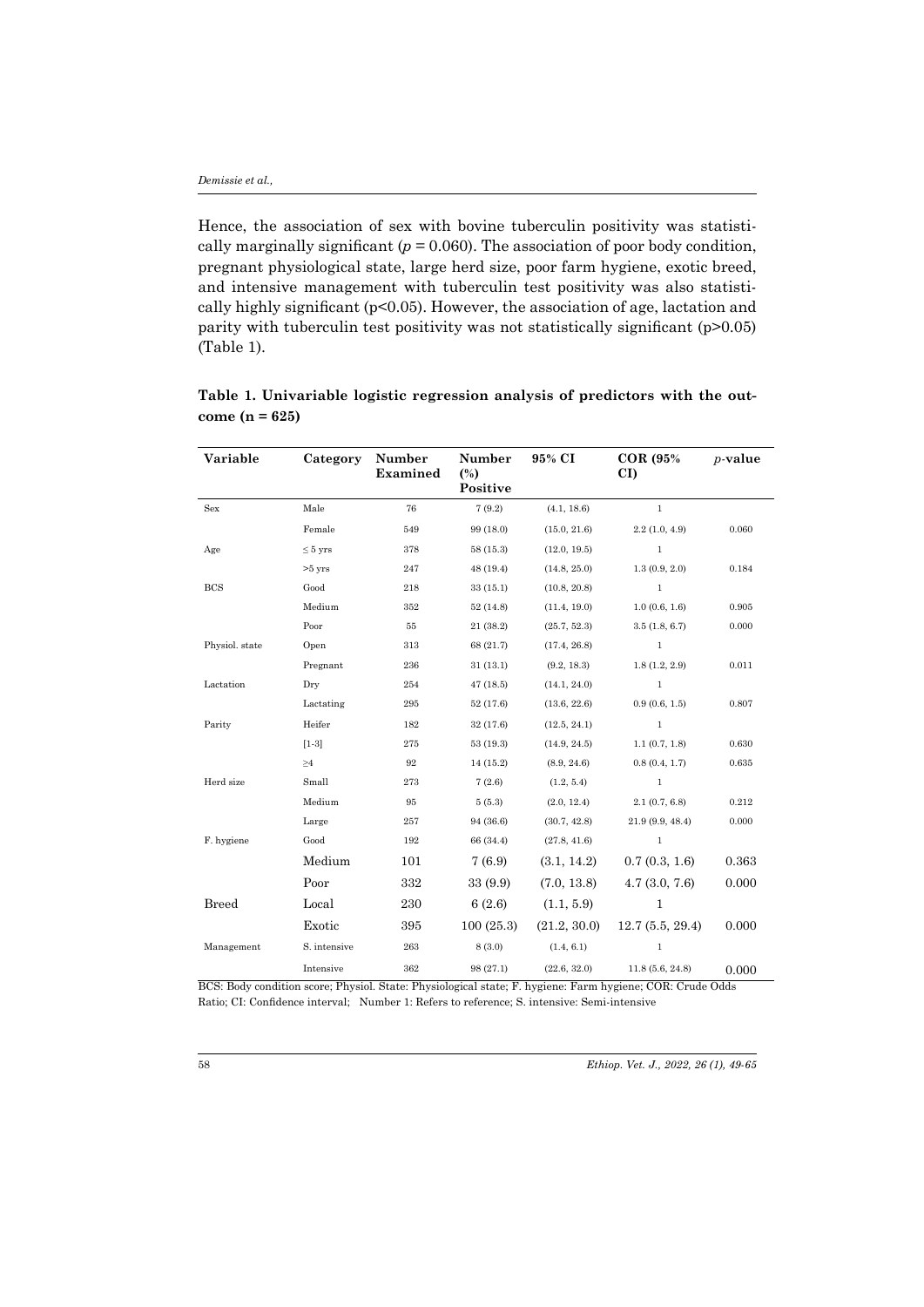Hence, the association of sex with bovine tuberculin positivity was statistically marginally significant ($p = 0.060$). The association of poor body condition, pregnant physiological state, large herd size, poor farm hygiene, exotic breed, and intensive management with tuberculin test positivity was also statistically highly significant ($p<0.05$). However, the association of age, lactation and parity with tuberculin test positivity was not statistically significant ($p>0.05$) (Table 1).

**Table 1. Univariable logistic regression analysis of predictors with the outcome (n = 625)**

| Variable | Category | Number Examined | Number (%) Positive | 95% CI | COR (95% CI) | *p*-value |
|---|---|---|---|---|---|---|
| Sex | Male | 76 | 7 (9.2) | (4.1, 18.6) | 1 | |
| | Female | 549 | 99 (18.0) | (15.0, 21.6) | 2.2 (1.0, 4.9) | 0.060 |
| Age | ≤ 5 yrs | 378 | 58 (15.3) | (12.0, 19.5) | 1 | |
| | >5 yrs | 247 | 48 (19.4) | (14.8, 25.0) | 1.3 (0.9, 2.0) | 0.184 |
| BCS | Good | 218 | 33 (15.1) | (10.8, 20.8) | 1 | |
| | Medium | 352 | 52 (14.8) | (11.4, 19.0) | 1.0 (0.6, 1.6) | 0.905 |
| | Poor | 55 | 21 (38.2) | (25.7, 52.3) | 3.5 (1.8, 6.7) | 0.000 |
| Physiol. state | Open | 313 | 68 (21.7) | (17.4, 26.8) | 1 | |
| | Pregnant | 236 | 31 (13.1) | (9.2, 18.3) | 1.8 (1.2, 2.9) | 0.011 |
| Lactation | Dry | 254 | 47 (18.5) | (14.1, 24.0) | 1 | |
| | Lactating | 295 | 52 (17.6) | (13.6, 22.6) | 0.9 (0.6, 1.5) | 0.807 |
| Parity | Heifer | 182 | 32 (17.6) | (12.5, 24.1) | 1 | |
| | [1-3] | 275 | 53 (19.3) | (14.9, 24.5) | 1.1 (0.7, 1.8) | 0.630 |
| | ≥4 | 92 | 14 (15.2) | (8.9, 24.6) | 0.8 (0.4, 1.7) | 0.635 |
| Herd size | Small | 273 | 7 (2.6) | (1.2, 5.4) | 1 | |
| | Medium | 95 | 5 (5.3) | (2.0, 12.4) | 2.1 (0.7, 6.8) | 0.212 |
| | Large | 257 | 94 (36.6) | (30.7, 42.8) | 21.9 (9.9, 48.4) | 0.000 |
| F. hygiene | Good | 192 | 66 (34.4) | (27.8, 41.6) | 1 | |
| | Medium | 101 | 7 (6.9) | (3.1, 14.2) | 0.7 (0.3, 1.6) | 0.363 |
| | Poor | 332 | 33 (9.9) | (7.0, 13.8) | 4.7 (3.0, 7.6) | 0.000 |
| Breed | Local | 230 | 6 (2.6) | (1.1, 5.9) | 1 | |
| | Exotic | 395 | 100 (25.3) | (21.2, 30.0) | 12.7 (5.5, 29.4) | 0.000 |
| Management | S. intensive | 263 | 8 (3.0) | (1.4, 6.1) | 1 | |
| | Intensive | 362 | 98 (27.1) | (22.6, 32.0) | 11.8 (5.6, 24.8) | 0.000 |

BCS: Body condition score; Physiol. State: Physiological state; F. hygiene: Farm hygiene; COR: Crude Odds Ratio; CI: Confidence interval; Number 1: Refers to reference; S. intensive: Semi-intensive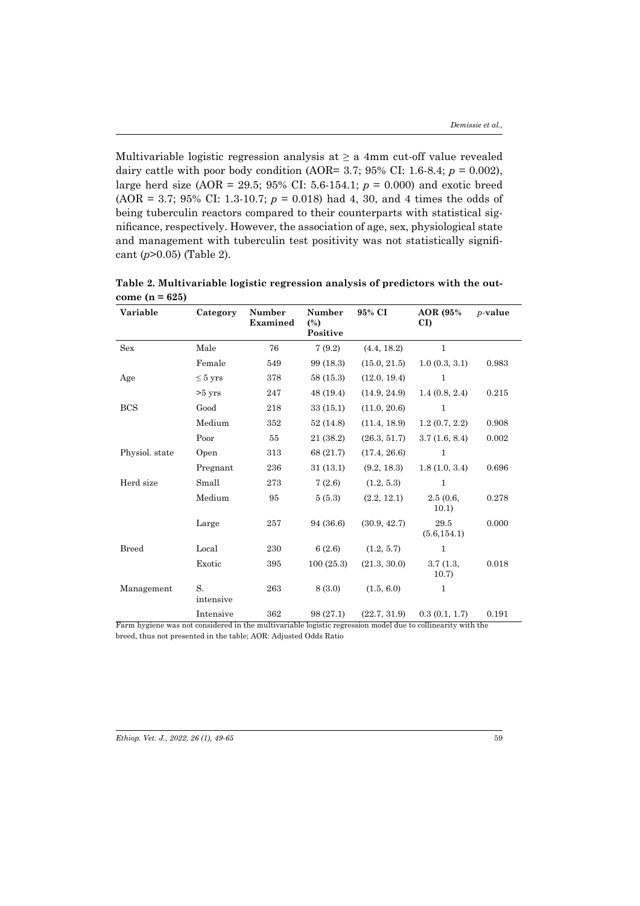Multivariable logistic regression analysis at ≥ a 4mm cut-off value revealed dairy cattle with poor body condition (AOR= 3.7; 95% CI: 1.6-8.4; $p$ = 0.002), large herd size (AOR = 29.5; 95% CI: 5.6-154.1; $p$ = 0.000) and exotic breed (AOR = 3.7; 95% CI: 1.3-10.7; $p$ = 0.018) had 4, 30, and 4 times the odds of being tuberculin reactors compared to their counterparts with statistical significance, respectively. However, the association of age, sex, physiological state and management with tuberculin test positivity was not statistically significant ($p$>0.05) (Table 2).

**Table 2. Multivariable logistic regression analysis of predictors with the outcome (n = 625)**

| Variable | Category | Number Examined | Number (%) Positive | 95% CI | AOR (95% CI) | *p*-value |
|---|---|---|---|---|---|---|
| Sex | Male | 76 | 7 (9.2) | (4.4, 18.2) | 1 | |
| | Female | 549 | 99 (18.3) | (15.0, 21.5) | 1.0 (0.3, 3.1) | 0.983 |
| Age | ≤ 5 yrs | 378 | 58 (15.3) | (12.0, 19.4) | 1 | |
| | >5 yrs | 247 | 48 (19.4) | (14.9, 24.9) | 1.4 (0.8, 2.4) | 0.215 |
| BCS | Good | 218 | 33 (15.1) | (11.0, 20.6) | 1 | |
| | Medium | 352 | 52 (14.8) | (11.4, 18.9) | 1.2 (0.7, 2.2) | 0.908 |
| | Poor | 55 | 21 (38.2) | (26.3, 51.7) | 3.7 (1.6, 8.4) | 0.002 |
| Physiol. state | Open | 313 | 68 (21.7) | (17.4, 26.6) | 1 | |
| | Pregnant | 236 | 31 (13.1) | (9.2, 18.3) | 1.8 (1.0, 3.4) | 0.696 |
| Herd size | Small | 273 | 7 (2.6) | (1.2, 5.3) | 1 | |
| | Medium | 95 | 5 (5.3) | (2.2, 12.1) | 2.5 (0.6, 10.1) | 0.278 |
| | Large | 257 | 94 (36.6) | (30.9, 42.7) | 29.5 (5.6,154.1) | 0.000 |
| Breed | Local | 230 | 6 (2.6) | (1.2, 5.7) | 1 | |
| | Exotic | 395 | 100 (25.3) | (21.3, 30.0) | 3.7 (1.3, 10.7) | 0.018 |
| Management | S. intensive | 263 | 8 (3.0) | (1.5, 6.0) | 1 | |
| | Intensive | 362 | 98 (27.1) | (22.7, 31.9) | 0.3 (0.1, 1.7) | 0.191 |

Farm hygiene was not considered in the multivariable logistic regression model due to collinearity with the breed, thus not presented in the table; AOR: Adjusted Odds Ratio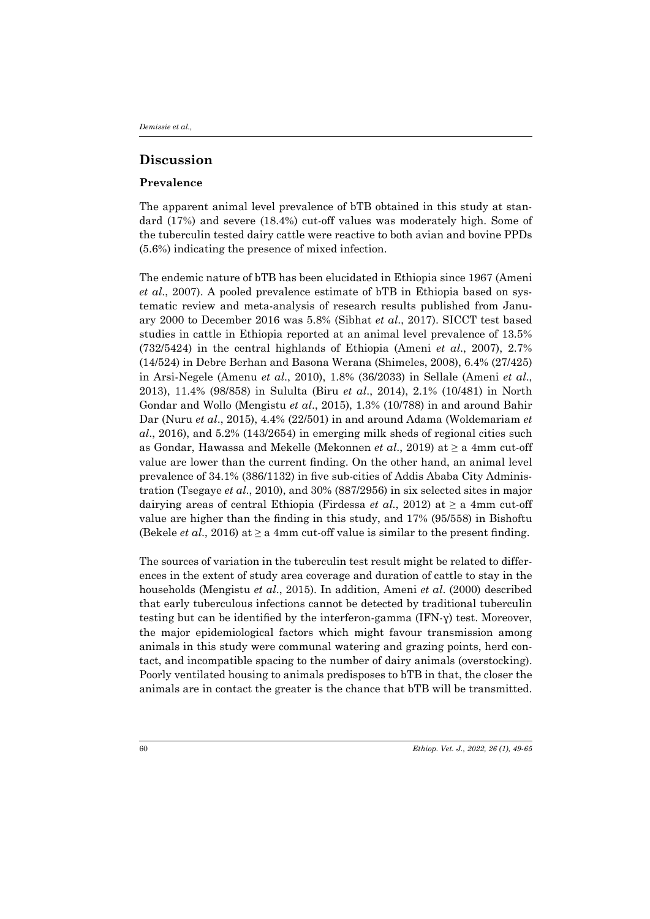## Discussion

### Prevalence

The apparent animal level prevalence of bTB obtained in this study at standard (17%) and severe (18.4%) cut-off values was moderately high. Some of the tuberculin tested dairy cattle were reactive to both avian and bovine PPDs (5.6%) indicating the presence of mixed infection.

The endemic nature of bTB has been elucidated in Ethiopia since 1967 (Ameni *et al*., 2007). A pooled prevalence estimate of bTB in Ethiopia based on systematic review and meta-analysis of research results published from January 2000 to December 2016 was 5.8% (Sibhat *et al*., 2017). SICCT test based studies in cattle in Ethiopia reported at an animal level prevalence of 13.5% (732/5424) in the central highlands of Ethiopia (Ameni *et al*., 2007), 2.7% (14/524) in Debre Berhan and Basona Werana (Shimeles, 2008), 6.4% (27/425) in Arsi-Negele (Amenu *et al*., 2010), 1.8% (36/2033) in Sellale (Ameni *et al*., 2013), 11.4% (98/858) in Sululta (Biru *et al*., 2014), 2.1% (10/481) in North Gondar and Wollo (Mengistu *et al*., 2015), 1.3% (10/788) in and around Bahir Dar (Nuru *et al*., 2015), 4.4% (22/501) in and around Adama (Woldemariam *et al*., 2016), and 5.2% (143/2654) in emerging milk sheds of regional cities such as Gondar, Hawassa and Mekelle (Mekonnen *et al*., 2019) at ≥ a 4mm cut-off value are lower than the current finding. On the other hand, an animal level prevalence of 34.1% (386/1132) in five sub-cities of Addis Ababa City Administration (Tsegaye *et al*., 2010), and 30% (887/2956) in six selected sites in major dairying areas of central Ethiopia (Firdessa *et al.*, 2012) at ≥ a 4mm cut-off value are higher than the finding in this study, and 17% (95/558) in Bishoftu (Bekele *et al*., 2016) at ≥ a 4mm cut-off value is similar to the present finding.

The sources of variation in the tuberculin test result might be related to differences in the extent of study area coverage and duration of cattle to stay in the households (Mengistu *et al*., 2015). In addition, Ameni *et al*. (2000) described that early tuberculous infections cannot be detected by traditional tuberculin testing but can be identified by the interferon-gamma (IFN-γ) test. Moreover, the major epidemiological factors which might favour transmission among animals in this study were communal watering and grazing points, herd contact, and incompatible spacing to the number of dairy animals (overstocking). Poorly ventilated housing to animals predisposes to bTB in that, the closer the animals are in contact the greater is the chance that bTB will be transmitted.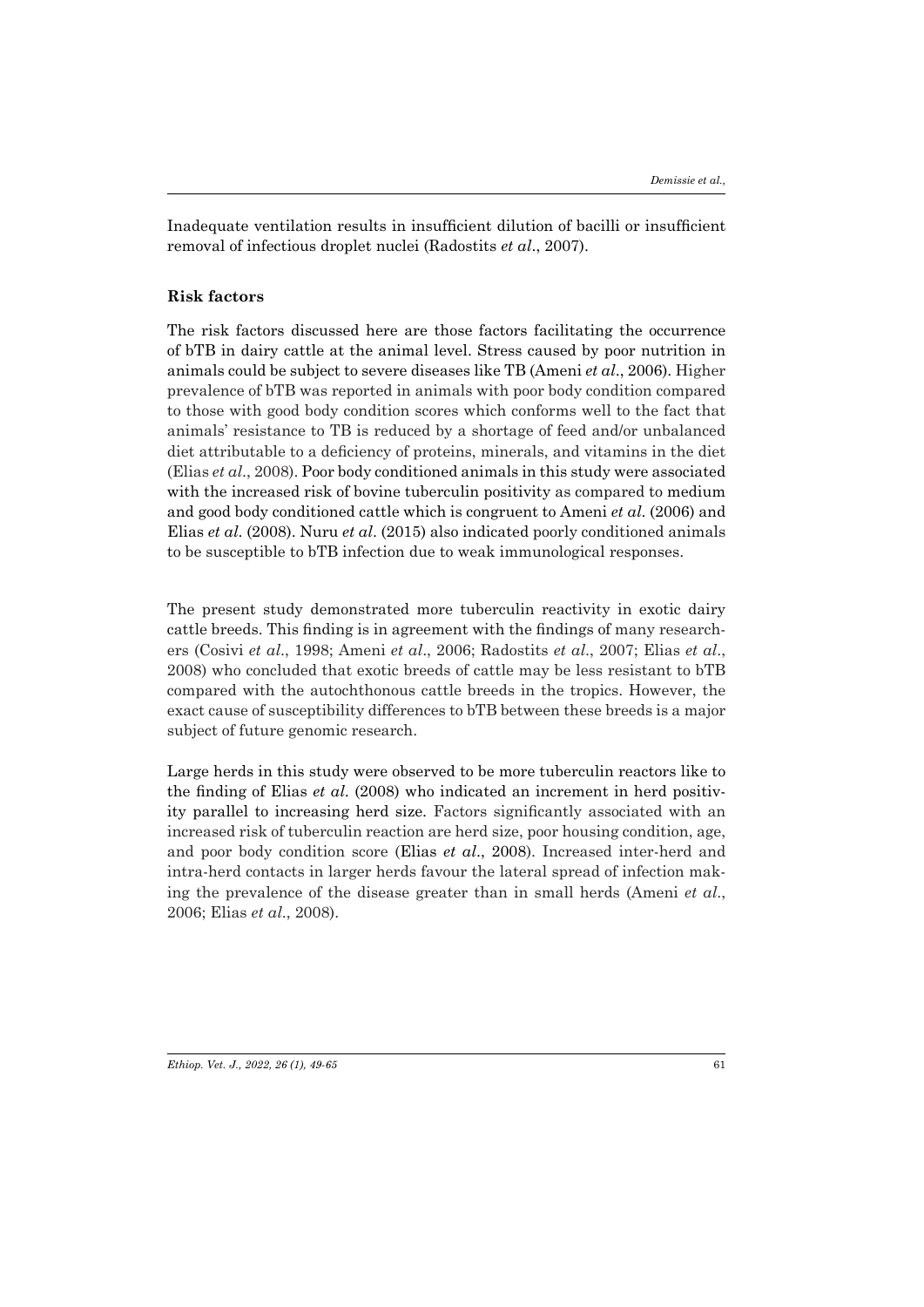Inadequate ventilation results in insufficient dilution of bacilli or insufficient removal of infectious droplet nuclei (Radostits *et al*., 2007).

**Risk factors**

The risk factors discussed here are those factors facilitating the occurrence of bTB in dairy cattle at the animal level. Stress caused by poor nutrition in animals could be subject to severe diseases like TB (Ameni *et al*., 2006). Higher prevalence of bTB was reported in animals with poor body condition compared to those with good body condition scores which conforms well to the fact that animals' resistance to TB is reduced by a shortage of feed and/or unbalanced diet attributable to a deficiency of proteins, minerals, and vitamins in the diet (Elias *et al*., 2008). Poor body conditioned animals in this study were associated with the increased risk of bovine tuberculin positivity as compared to medium and good body conditioned cattle which is congruent to Ameni *et al*. (2006) and Elias *et al*. (2008). Nuru *et al*. (2015) also indicated poorly conditioned animals to be susceptible to bTB infection due to weak immunological responses.

The present study demonstrated more tuberculin reactivity in exotic dairy cattle breeds. This finding is in agreement with the findings of many researchers (Cosivi *et al*., 1998; Ameni *et al*., 2006; Radostits *et al*., 2007; Elias *et al*., 2008) who concluded that exotic breeds of cattle may be less resistant to bTB compared with the autochthonous cattle breeds in the tropics. However, the exact cause of susceptibility differences to bTB between these breeds is a major subject of future genomic research.

Large herds in this study were observed to be more tuberculin reactors like to the finding of Elias *et al*. (2008) who indicated an increment in herd positivity parallel to increasing herd size. Factors significantly associated with an increased risk of tuberculin reaction are herd size, poor housing condition, age, and poor body condition score (Elias *et al*., 2008). Increased inter-herd and intra-herd contacts in larger herds favour the lateral spread of infection making the prevalence of the disease greater than in small herds (Ameni *et al*., 2006; Elias *et al*., 2008).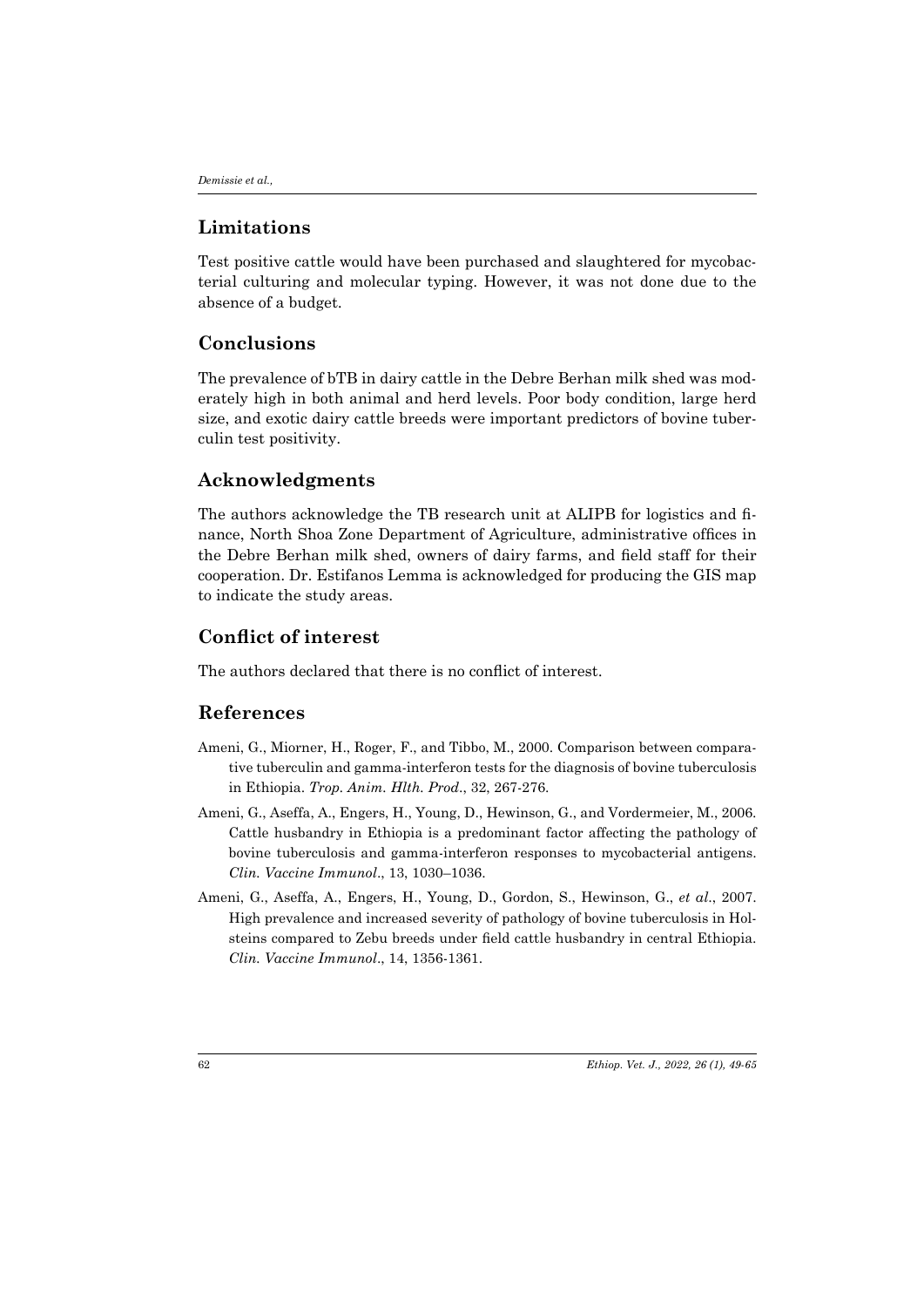## Limitations

Test positive cattle would have been purchased and slaughtered for mycobacterial culturing and molecular typing. However, it was not done due to the absence of a budget.

## Conclusions

The prevalence of bTB in dairy cattle in the Debre Berhan milk shed was moderately high in both animal and herd levels. Poor body condition, large herd size, and exotic dairy cattle breeds were important predictors of bovine tuberculin test positivity.

## Acknowledgments

The authors acknowledge the TB research unit at ALIPB for logistics and finance, North Shoa Zone Department of Agriculture, administrative offices in the Debre Berhan milk shed, owners of dairy farms, and field staff for their cooperation. Dr. Estifanos Lemma is acknowledged for producing the GIS map to indicate the study areas.

## Conflict of interest

The authors declared that there is no conflict of interest.

## References

- Ameni, G., Miorner, H., Roger, F., and Tibbo, M., 2000. Comparison between comparative tuberculin and gamma-interferon tests for the diagnosis of bovine tuberculosis in Ethiopia. *Trop. Anim. Hlth. Prod*., 32, 267-276.
- Ameni, G., Aseffa, A., Engers, H., Young, D., Hewinson, G., and Vordermeier, M., 2006. Cattle husbandry in Ethiopia is a predominant factor affecting the pathology of bovine tuberculosis and gamma-interferon responses to mycobacterial antigens. *Clin. Vaccine Immunol*., 13, 1030–1036.
- Ameni, G., Aseffa, A., Engers, H., Young, D., Gordon, S., Hewinson, G., *et al*., 2007. High prevalence and increased severity of pathology of bovine tuberculosis in Holsteins compared to Zebu breeds under field cattle husbandry in central Ethiopia. *Clin. Vaccine Immunol*., 14, 1356-1361.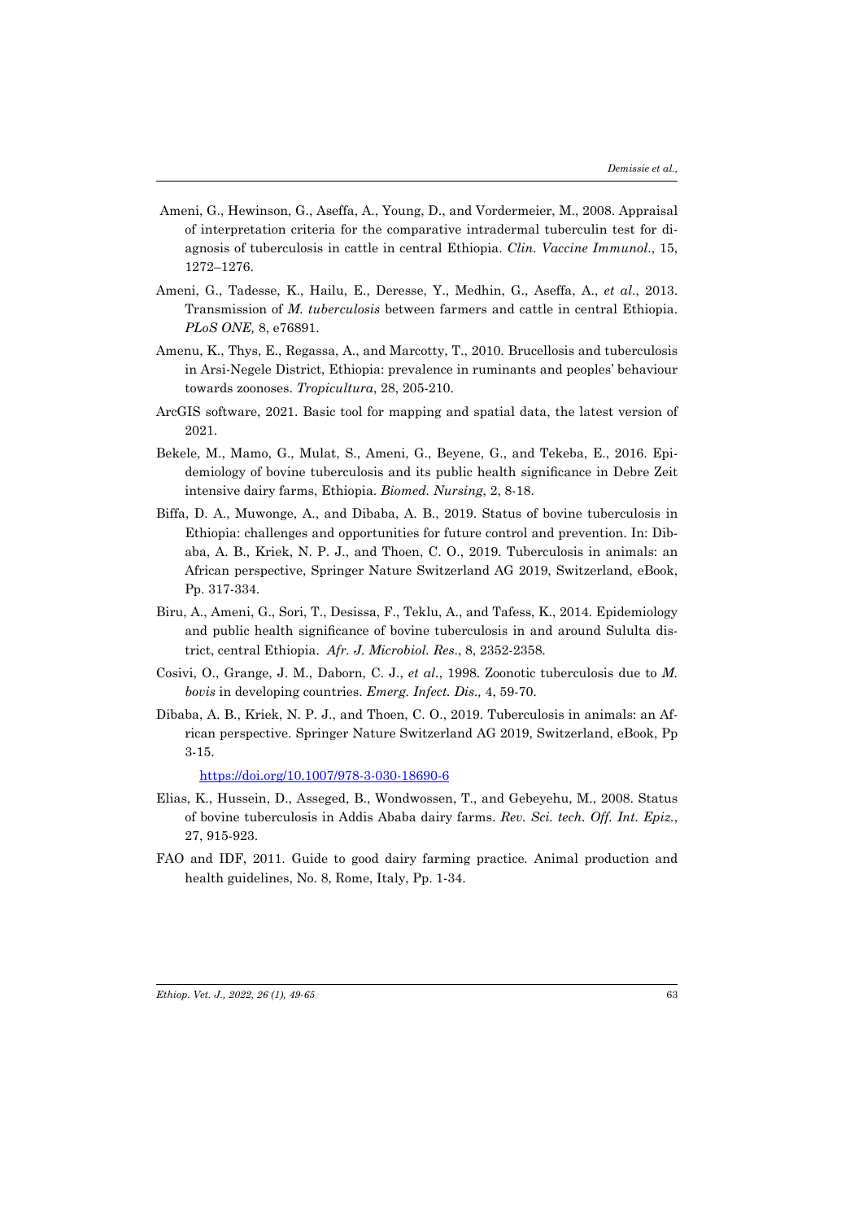Ameni, G., Hewinson, G., Aseffa, A., Young, D., and Vordermeier, M., 2008. Appraisal of interpretation criteria for the comparative intradermal tuberculin test for diagnosis of tuberculosis in cattle in central Ethiopia. *Clin. Vaccine Immunol*., 15, 1272–1276.

Ameni, G., Tadesse, K., Hailu, E., Deresse, Y., Medhin, G., Aseffa, A., *et al*., 2013. Transmission of *M. tuberculosis* between farmers and cattle in central Ethiopia. *PLoS ONE,* 8, e76891.

Amenu, K., Thys, E., Regassa, A., and Marcotty, T., 2010. Brucellosis and tuberculosis in Arsi-Negele District, Ethiopia: prevalence in ruminants and peoples' behaviour towards zoonoses. *Tropicultura*, 28, 205-210.

ArcGIS software, 2021. Basic tool for mapping and spatial data, the latest version of 2021.

Bekele, M., Mamo, G., Mulat, S., Ameni, G., Beyene, G., and Tekeba, E., 2016. Epidemiology of bovine tuberculosis and its public health significance in Debre Zeit intensive dairy farms, Ethiopia. *Biomed. Nursing*, 2, 8-18.

Biffa, D. A., Muwonge, A., and Dibaba, A. B., 2019. Status of bovine tuberculosis in Ethiopia: challenges and opportunities for future control and prevention. In: Dibaba, A. B., Kriek, N. P. J., and Thoen, C. O., 2019. Tuberculosis in animals: an African perspective, Springer Nature Switzerland AG 2019, Switzerland, eBook, Pp. 317-334.

Biru, A., Ameni, G., Sori, T., Desissa, F., Teklu, A., and Tafess, K., 2014. Epidemiology and public health significance of bovine tuberculosis in and around Sululta district, central Ethiopia. *Afr. J. Microbiol. Res*., 8, 2352-2358.

Cosivi, O., Grange, J. M., Daborn, C. J., *et al.*, 1998. Zoonotic tuberculosis due to *M. bovis* in developing countries. *Emerg. Infect. Dis.,* 4, 59-70.

Dibaba, A. B., Kriek, N. P. J., and Thoen, C. O., 2019. Tuberculosis in animals: an African perspective. Springer Nature Switzerland AG 2019, Switzerland, eBook, Pp 3-15.

https://doi.org/10.1007/978-3-030-18690-6

Elias, K., Hussein, D., Asseged, B., Wondwossen, T., and Gebeyehu, M., 2008. Status of bovine tuberculosis in Addis Ababa dairy farms. *Rev. Sci. tech. Off. Int. Epiz.*, 27, 915-923.

FAO and IDF, 2011. Guide to good dairy farming practice. Animal production and health guidelines, No. 8, Rome, Italy, Pp. 1-34.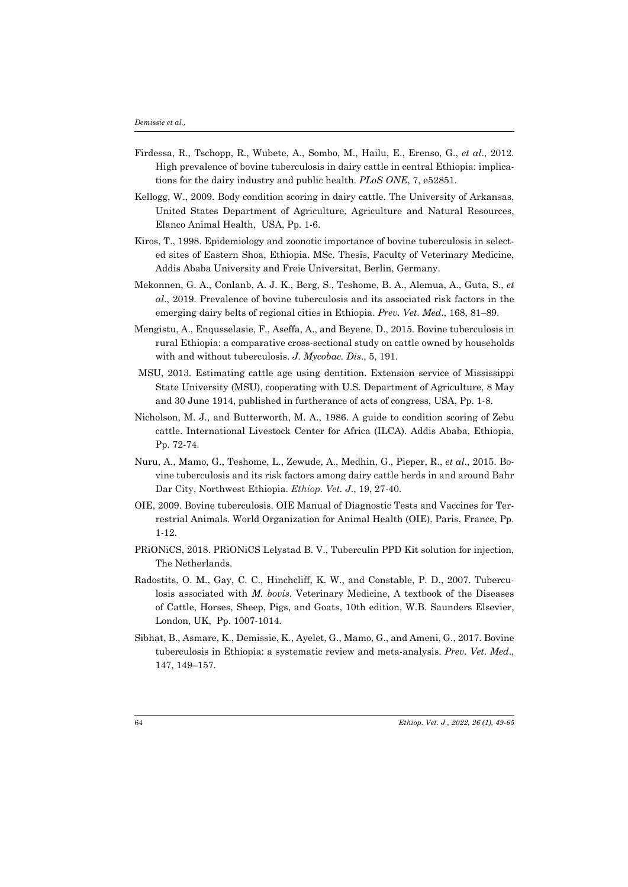Firdessa, R., Tschopp, R., Wubete, A., Sombo, M., Hailu, E., Erenso, G., *et al*., 2012. High prevalence of bovine tuberculosis in dairy cattle in central Ethiopia: implications for the dairy industry and public health. *PLoS ONE*, 7, e52851.

Kellogg, W., 2009. Body condition scoring in dairy cattle. The University of Arkansas, United States Department of Agriculture, Agriculture and Natural Resources, Elanco Animal Health, USA, Pp. 1-6.

Kiros, T., 1998. Epidemiology and zoonotic importance of bovine tuberculosis in selected sites of Eastern Shoa, Ethiopia. MSc. Thesis, Faculty of Veterinary Medicine, Addis Ababa University and Freie Universitat, Berlin, Germany.

Mekonnen, G. A., Conlanb, A. J. K., Berg, S., Teshome, B. A., Alemua, A., Guta, S., *et al*., 2019. Prevalence of bovine tuberculosis and its associated risk factors in the emerging dairy belts of regional cities in Ethiopia. *Prev. Vet. Med*., 168, 81–89.

Mengistu, A., Enqusselasie, F., Aseffa, A., and Beyene, D., 2015. Bovine tuberculosis in rural Ethiopia: a comparative cross-sectional study on cattle owned by households with and without tuberculosis. *J. Mycobac. Dis*., 5, 191.

MSU, 2013. Estimating cattle age using dentition. Extension service of Mississippi State University (MSU), cooperating with U.S. Department of Agriculture, 8 May and 30 June 1914, published in furtherance of acts of congress, USA, Pp. 1-8.

Nicholson, M. J., and Butterworth, M. A., 1986. A guide to condition scoring of Zebu cattle. International Livestock Center for Africa (ILCA). Addis Ababa, Ethiopia, Pp. 72-74.

Nuru, A., Mamo, G., Teshome, L., Zewude, A., Medhin, G., Pieper, R., *et al*., 2015. Bovine tuberculosis and its risk factors among dairy cattle herds in and around Bahr Dar City, Northwest Ethiopia. *Ethiop. Vet. J*., 19, 27-40.

OIE, 2009. Bovine tuberculosis. OIE Manual of Diagnostic Tests and Vaccines for Terrestrial Animals. World Organization for Animal Health (OIE), Paris, France, Pp. 1-12.

PRiONiCS, 2018. PRiONiCS Lelystad B. V., Tuberculin PPD Kit solution for injection, The Netherlands.

Radostits, O. M., Gay, C. C., Hinchcliff, K. W., and Constable, P. D., 2007. Tuberculosis associated with *M. bovis*. Veterinary Medicine, A textbook of the Diseases of Cattle, Horses, Sheep, Pigs, and Goats, 10th edition, W.B. Saunders Elsevier, London, UK, Pp. 1007-1014.

Sibhat, B., Asmare, K., Demissie, K., Ayelet, G., Mamo, G., and Ameni, G., 2017. Bovine tuberculosis in Ethiopia: a systematic review and meta-analysis. *Prev. Vet. Med*., 147, 149–157.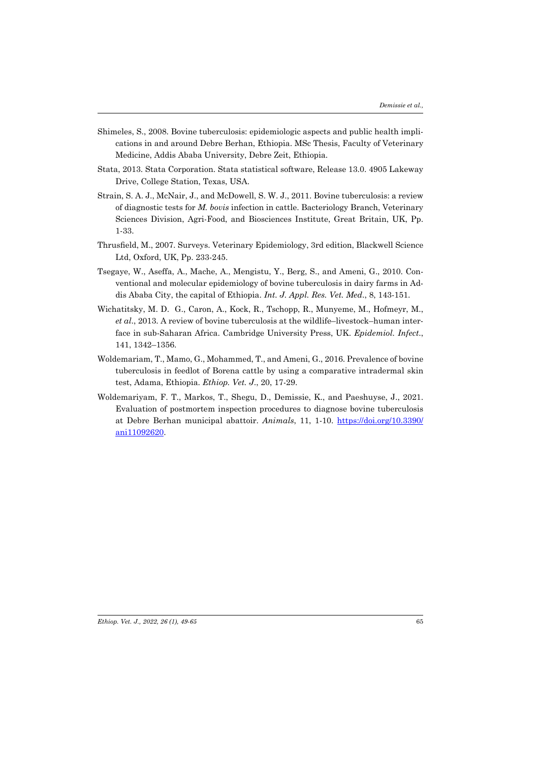Shimeles, S., 2008. Bovine tuberculosis: epidemiologic aspects and public health implications in and around Debre Berhan, Ethiopia. MSc Thesis, Faculty of Veterinary Medicine, Addis Ababa University, Debre Zeit, Ethiopia.

Stata, 2013. Stata Corporation. Stata statistical software, Release 13.0. 4905 Lakeway Drive, College Station, Texas, USA.

Strain, S. A. J., McNair, J., and McDowell, S. W. J., 2011. Bovine tuberculosis: a review of diagnostic tests for *M. bovis* infection in cattle. Bacteriology Branch, Veterinary Sciences Division, Agri-Food, and Biosciences Institute, Great Britain, UK, Pp. 1-33.

Thrusfield, M., 2007. Surveys. Veterinary Epidemiology, 3rd edition, Blackwell Science Ltd, Oxford, UK, Pp. 233-245.

Tsegaye, W., Aseffa, A., Mache, A., Mengistu, Y., Berg, S., and Ameni, G., 2010. Conventional and molecular epidemiology of bovine tuberculosis in dairy farms in Addis Ababa City, the capital of Ethiopia. *Int. J. Appl. Res. Vet. Med*., 8, 143-151.

Wichatitsky, M. D. G., Caron, A., Kock, R., Tschopp, R., Munyeme, M., Hofmeyr, M., *et al*., 2013. A review of bovine tuberculosis at the wildlife–livestock–human interface in sub-Saharan Africa. Cambridge University Press, UK. *Epidemiol. Infect*., 141, 1342–1356.

Woldemariam, T., Mamo, G., Mohammed, T., and Ameni, G., 2016. Prevalence of bovine tuberculosis in feedlot of Borena cattle by using a comparative intradermal skin test, Adama, Ethiopia. *Ethiop. Vet. J*., 20, 17-29.

Woldemariyam, F. T., Markos, T., Shegu, D., Demissie, K., and Paeshuyse, J., 2021. Evaluation of postmortem inspection procedures to diagnose bovine tuberculosis at Debre Berhan municipal abattoir. *Animals*, 11, 1-10. https://doi.org/10.3390/ani11092620.